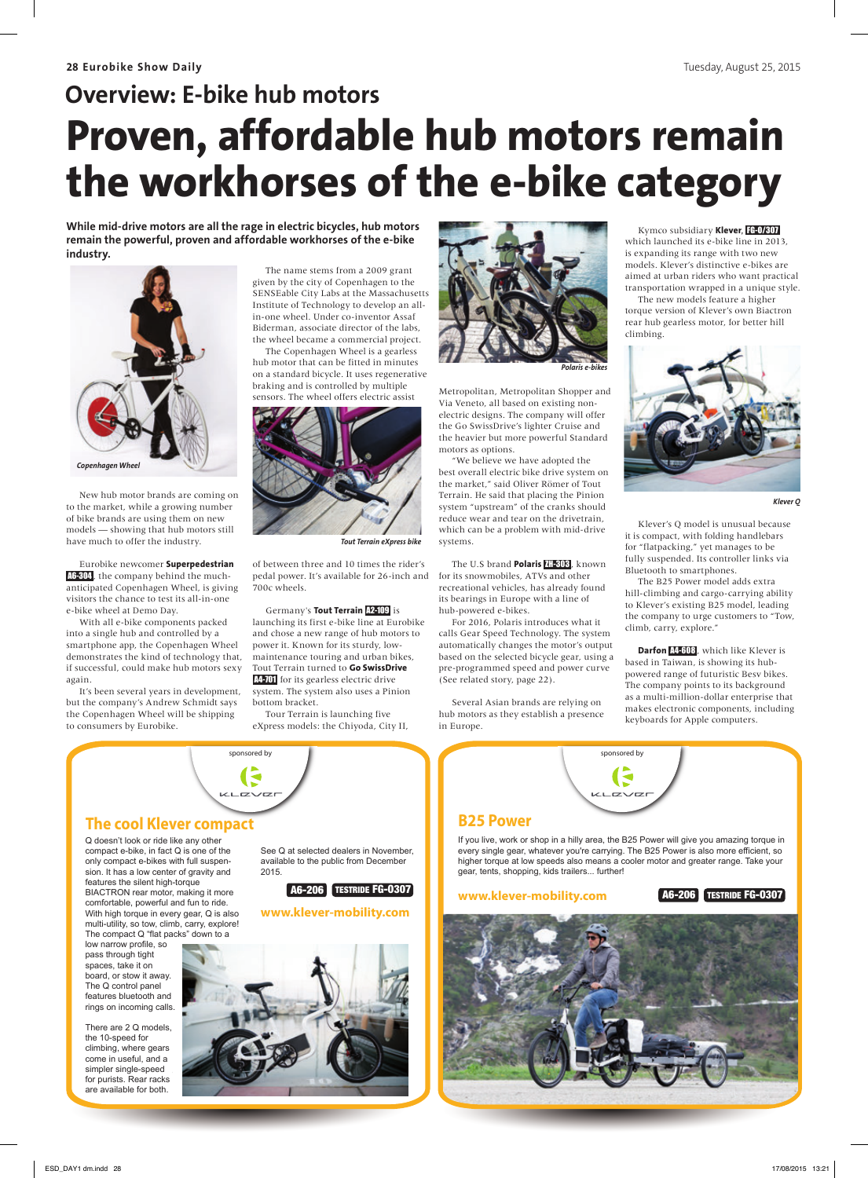## Overview: E-bike hub motors

# Proven, affordable hub motors remain the workhorses of the e-bike category

**While mid-drive motors are all the rage in electric bicycles, hub motors remain the powerful, proven and affordable workhorses of the e-bike industry.**

*Copenhagen Wheel*

New hub motor brands are coming on to the market, while a growing number of bike brands are using them on new models — showing that hub motors still have much to offer the industry.

Eurobike newcomer **Superpedestrian** A6-304, the company behind the much-anticipated Copenhagen Wheel, is giving visitors the chance to test its all-in-one e-bike wheel at Demo Day.

With all e-bike components packed into a single hub and controlled by a smartphone app, the Copenhagen Wheel demonstrates the kind of technology that, if successful, could make hub motors sexy again.

It's been several years in development, but the company's Andrew Schmidt says the Copenhagen Wheel will be shipping to consumers by Eurobike.

The name stems from a 2009 grant given by the city of Copenhagen to the SENSEable City Labs at the Massachusetts Institute of Technology to develop an all-in-one wheel. Under co-inventor Assaf Biderman, associate director of the labs, the wheel became a commercial project.

The Copenhagen Wheel is a gearless hub motor that can be fitted in minutes on a standard bicycle. It uses regenerative braking and is controlled by multiple sensors. The wheel offers electric assist of between three and 10 times the rider's pedal power. It's available for 26-inch and 700c wheels.

*Tout Terrain eXpress bike*

Germany's **Tout Terrain** A2-109 is launching its first e-bike line at Eurobike and chose a new range of hub motors to power it. Known for its sturdy, low-maintenance touring and urban bikes, Tout Terrain turned to **Go SwissDrive** A4-701 for its gearless electric drive system. The system also uses a Pinion bottom bracket.

Tour Terrain is launching five eXpress models: the Chiyoda, City II, Metropolitan, Metropolitan Shopper and Via Veneto, all based on existing non-electric designs. The company will offer the Go SwissDrive's lighter Cruise and the heavier but more powerful Standard motors as options.

*Polaris e-bikes*

"We believe we have adopted the best overall electric bike drive system on the market," said Oliver Römer of Tout Terrain. He said that placing the Pinion system "upstream" of the cranks should reduce wear and tear on the drivetrain, which can be a problem with mid-drive systems.

The U.S brand **Polaris** ZH-303, known for its snowmobiles, ATVs and other recreational vehicles, has already found its bearings in Europe with a line of hub-powered e-bikes.

For 2016, Polaris introduces what it calls Gear Speed Technology. The system automatically changes the motor's output based on the selected bicycle gear, using a pre-programmed speed and power curve (See related story, page 22).

Several Asian brands are relying on hub motors as they establish a presence in Europe.

Kymco subsidiary **Klever**, FG-0/307 which launched its e-bike line in 2013, is expanding its range with two new models. Klever's distinctive e-bikes are aimed at urban riders who want practical transportation wrapped in a unique style.

The new models feature a higher torque version of Klever's own Biactron rear hub gearless motor, for better hill climbing.

*Klever Q*

Klever's Q model is unusual because it is compact, with folding handlebars for "flatpacking," yet manages to be fully suspended. Its controller links via Bluetooth to smartphones.

The B25 Power model adds extra hill-climbing and cargo-carrying ability to Klever's existing B25 model, leading the company to urge customers to "Tow, climb, carry, explore."

**Darfon** A4-608, which like Klever is based in Taiwan, is showing its hub-powered range of futuristic Besv bikes. The company points to its background as a multi-million-dollar enterprise that makes electronic components, including keyboards for Apple computers.

---

sponsored by Klever

### The cool Klever compact

Q doesn't look or ride like any other compact e-bike, in fact Q is one of the only compact e-bikes with full suspension. It has a low center of gravity and features the silent high-torque BIACTRON rear motor, making it more comfortable, powerful and fun to ride. With high torque in every gear, Q is also multi-utility, so tow, climb, carry, explore! The compact Q "flat packs" down to a low narrow profile, so pass through tight spaces, take it on board, or stow it away. The Q control panel features bluetooth and rings on incoming calls.

There are 2 Q models, the 10-speed for climbing, where gears come in useful, and a simpler single-speed for purists. Rear racks are available for both.

See Q at selected dealers in November, available to the public from December 2015.

A6-206 TESTRIDE FG-0307

www.klever-mobility.com

---

sponsored by Klever

### B25 Power

If you live, work or shop in a hilly area, the B25 Power will give you amazing torque in every single gear, whatever you're carrying. The B25 Power is also more efficient, so higher torque at low speeds also means a cooler motor and greater range. Take your gear, tents, shopping, kids trailers... further!

www.klever-mobility.com

A6-206 TESTRIDE FG-0307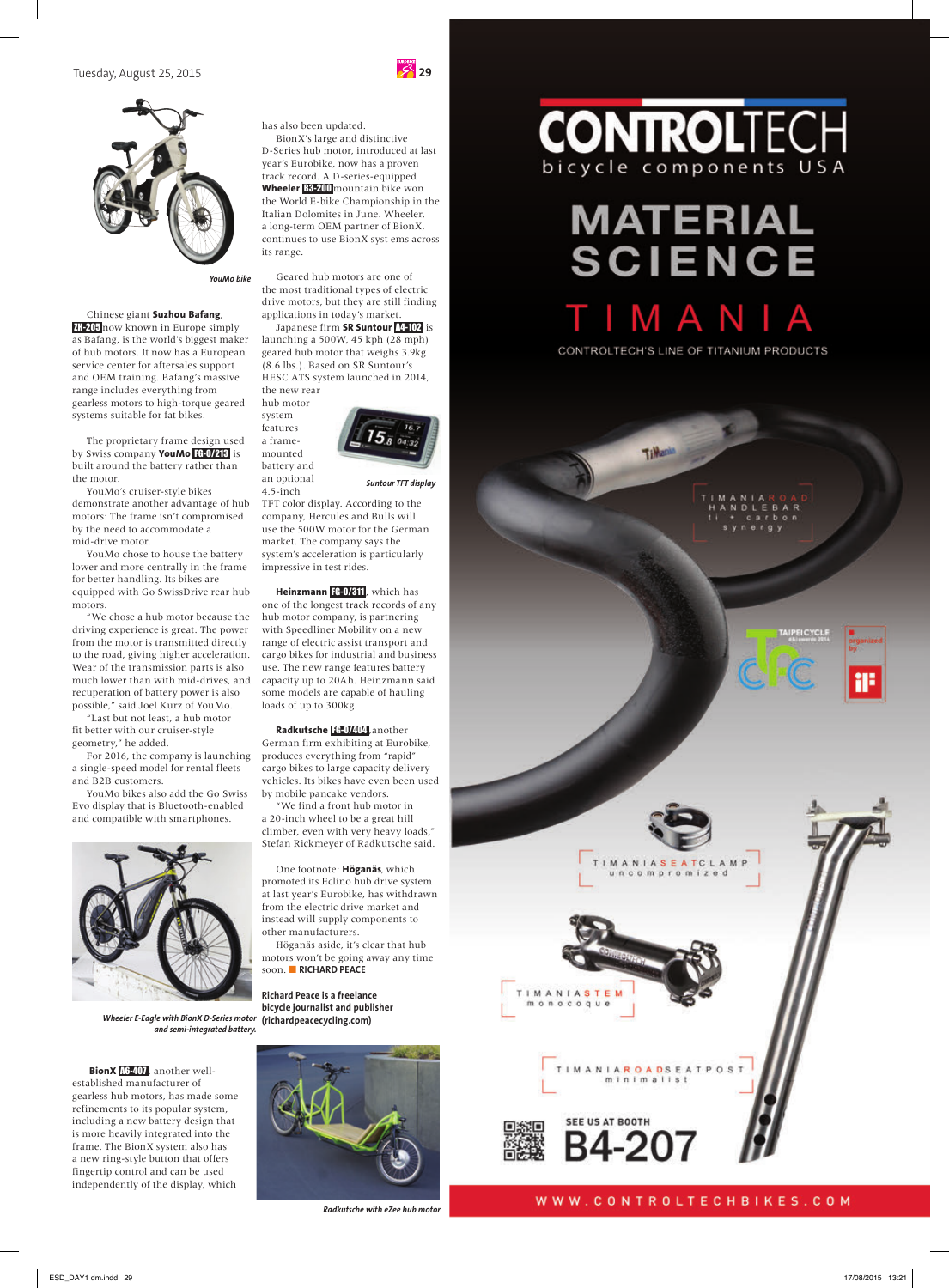*YouMo bike*

Chinese giant **Suzhou Bafang**, **ZH-205** now known in Europe simply as Bafang, is the world's biggest maker of hub motors. It now has a European service center for aftersales support and OEM training. Bafang's massive range includes everything from gearless motors to high-torque geared systems suitable for fat bikes.

The proprietary frame design used by Swiss company **YouMo** **FG-0/213** is built around the battery rather than the motor.

YouMo's cruiser-style bikes demonstrate another advantage of hub motors: The frame isn't compromised by the need to accommodate a mid-drive motor.

YouMo chose to house the battery lower and more centrally in the frame for better handling. Its bikes are equipped with Go SwissDrive rear hub motors.

"We chose a hub motor because the driving experience is great. The power from the motor is transmitted directly to the road, giving higher acceleration. Wear of the transmission parts is also much lower than with mid-drives, and recuperation of battery power is also possible," said Joel Kurz of YouMo.

"Last but not least, a hub motor fit better with our cruiser-style geometry," he added.

For 2016, the company is launching a single-speed model for rental fleets and B2B customers.

YouMo bikes also add the Go Swiss Evo display that is Bluetooth-enabled and compatible with smartphones.

*Wheeler E-Eagle with BionX D-Series motor and semi-integrated battery.*

**BionX** **A6-407**, another well-established manufacturer of gearless hub motors, has made some refinements to its popular system, including a new battery design that is more heavily integrated into the frame. The BionX system also has a new ring-style button that offers fingertip control and can be used independently of the display, which has also been updated.

BionX's large and distinctive D-Series hub motor, introduced at last year's Eurobike, now has a proven track record. A D-series-equipped **Wheeler** **B3-200** mountain bike won the World E-bike Championship in the Italian Dolomites in June. Wheeler, a long-term OEM partner of BionX, continues to use BionX systems across its range.

Geared hub motors are one of the most traditional types of electric drive motors, but they are still finding applications in today's market.

Japanese firm **SR Suntour** **A4-102** is launching a 500W, 45 kph (28 mph) geared hub motor that weighs 3.9kg (8.6 lbs.). Based on SR Suntour's HESC ATS system launched in 2014, the new rear hub motor system features a frame-mounted battery and an optional 4.5-inch TFT color display. According to the company, Hercules and Bulls will use the 500W motor for the German market. The company says the system's acceleration is particularly impressive in test rides.

*Suntour TFT display*

**Heinzmann** **FG-0/311**, which has one of the longest track records of any hub motor company, is partnering with Speedliner Mobility on a new range of electric assist transport and cargo bikes for industrial and business use. The new range features battery capacity up to 20Ah. Heinzmann said some models are capable of hauling loads of up to 300kg.

**Radkutsche** **FG-0/404**, another German firm exhibiting at Eurobike, produces everything from "rapid" cargo bikes to large capacity delivery vehicles. Its bikes have even been used by mobile pancake vendors.

"We find a front hub motor in a 20-inch wheel to be a great hill climber, even with very heavy loads," Stefan Rickmeyer of Radkutsche said.

One footnote: **Höganäs**, which promoted its Eclino hub drive system at last year's Eurobike, has withdrawn from the electric drive market and instead will supply components to other manufacturers.

Höganäs aside, it's clear that hub motors won't be going away any time soon. ■ **RICHARD PEACE**

**Richard Peace is a freelance bicycle journalist and publisher (richardpeacecycling.com)**

*Radkutsche with eZee hub motor*